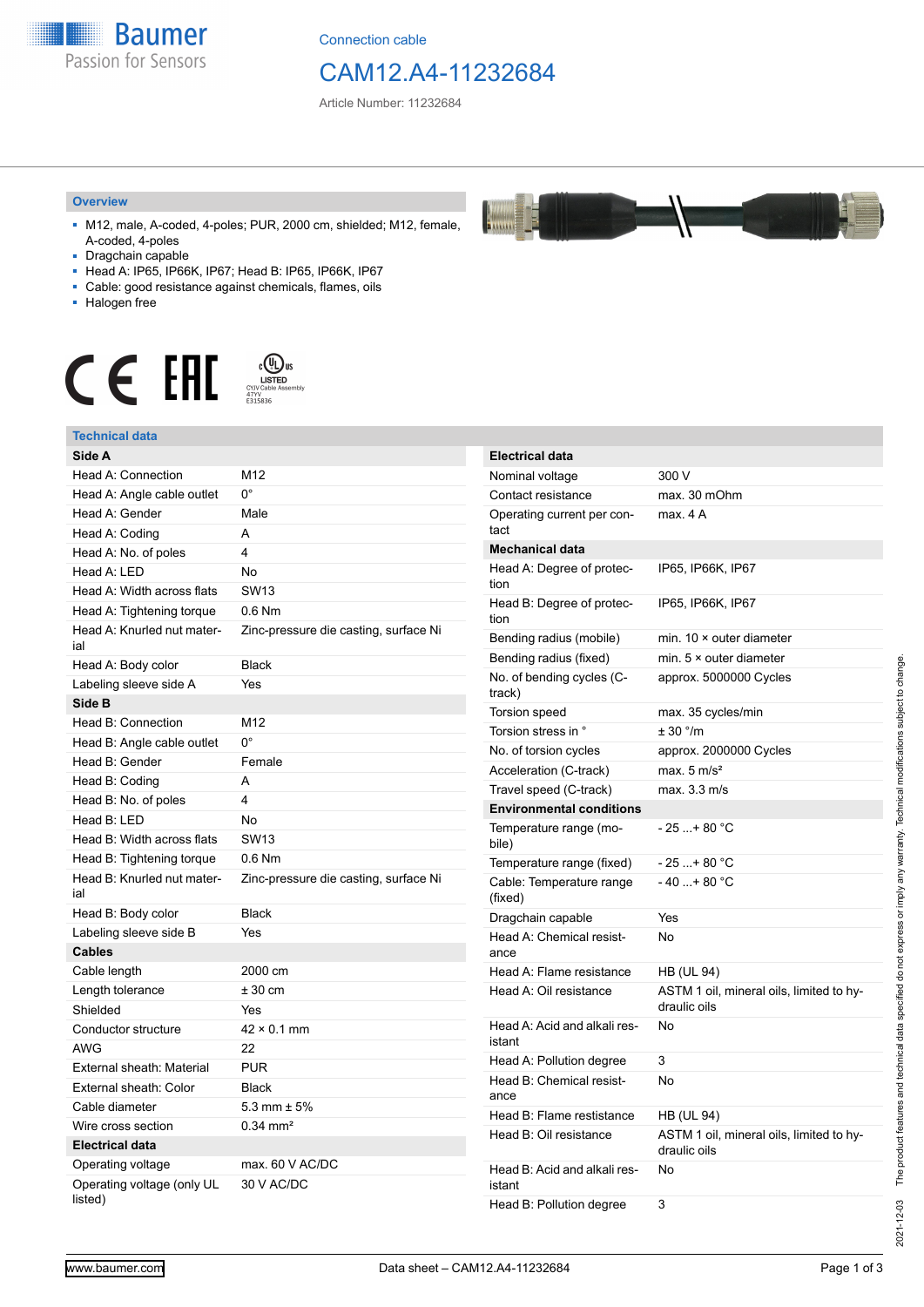Connection cable

# CAM12.A4-11232684

Article Number: 11232684

## Overview

- M12, male, A-coded, 4-poles; PUR, 2000 cm, shielded; M12, female, A-coded, 4-poles
- Dragchain capable
- Head A: IP65, IP66K, IP67; Head B: IP65, IP66K, IP67
- Cable: good resistance against chemicals, flames, oils
- Halogen free

LISTED
CYJV Cable Assembly
47YV
E315836

## Technical data

| **Side A** | |
|---|---|
| Head A: Connection | M12 |
| Head A: Angle cable outlet | 0° |
| Head A: Gender | Male |
| Head A: Coding | A |
| Head A: No. of poles | 4 |
| Head A: LED | No |
| Head A: Width across flats | SW13 |
| Head A: Tightening torque | 0.6 Nm |
| Head A: Knurled nut material | Zinc-pressure die casting, surface Ni |
| Head A: Body color | Black |
| Labeling sleeve side A | Yes |
| **Side B** | |
| Head B: Connection | M12 |
| Head B: Angle cable outlet | 0° |
| Head B: Gender | Female |
| Head B: Coding | A |
| Head B: No. of poles | 4 |
| Head B: LED | No |
| Head B: Width across flats | SW13 |
| Head B: Tightening torque | 0.6 Nm |
| Head B: Knurled nut material | Zinc-pressure die casting, surface Ni |
| Head B: Body color | Black |
| Labeling sleeve side B | Yes |
| **Cables** | |
| Cable length | 2000 cm |
| Length tolerance | ± 30 cm |
| Shielded | Yes |
| Conductor structure | 42 × 0.1 mm |
| AWG | 22 |
| External sheath: Material | PUR |
| External sheath: Color | Black |
| Cable diameter | 5.3 mm ± 5% |
| Wire cross section | 0.34 mm² |
| **Electrical data** | |
| Operating voltage | max. 60 V AC/DC |
| Operating voltage (only UL listed) | 30 V AC/DC |

| **Electrical data** | |
|---|---|
| Nominal voltage | 300 V |
| Contact resistance | max. 30 mOhm |
| Operating current per contact | max. 4 A |
| **Mechanical data** | |
| Head A: Degree of protection | IP65, IP66K, IP67 |
| Head B: Degree of protection | IP65, IP66K, IP67 |
| Bending radius (mobile) | min. 10 × outer diameter |
| Bending radius (fixed) | min. 5 × outer diameter |
| No. of bending cycles (C-track) | approx. 5000000 Cycles |
| Torsion speed | max. 35 cycles/min |
| Torsion stress in ° | ± 30 °/m |
| No. of torsion cycles | approx. 2000000 Cycles |
| Acceleration (C-track) | max. 5 m/s² |
| Travel speed (C-track) | max. 3.3 m/s |
| **Environmental conditions** | |
| Temperature range (mobile) | - 25 ...+ 80 °C |
| Temperature range (fixed) | - 25 ...+ 80 °C |
| Cable: Temperature range (fixed) | - 40 ...+ 80 °C |
| Dragchain capable | Yes |
| Head A: Chemical resistance | No |
| Head A: Flame resistance | HB (UL 94) |
| Head A: Oil resistance | ASTM 1 oil, mineral oils, limited to hydraulic oils |
| Head A: Acid and alkali resistant | No |
| Head A: Pollution degree | 3 |
| Head B: Chemical resistance | No |
| Head B: Flame resistance | HB (UL 94) |
| Head B: Oil resistance | ASTM 1 oil, mineral oils, limited to hydraulic oils |
| Head B: Acid and alkali resistant | No |
| Head B: Pollution degree | 3 |

2021-12-03 The product features and technical data specified do not express or imply any warranty. Technical modifications subject to change.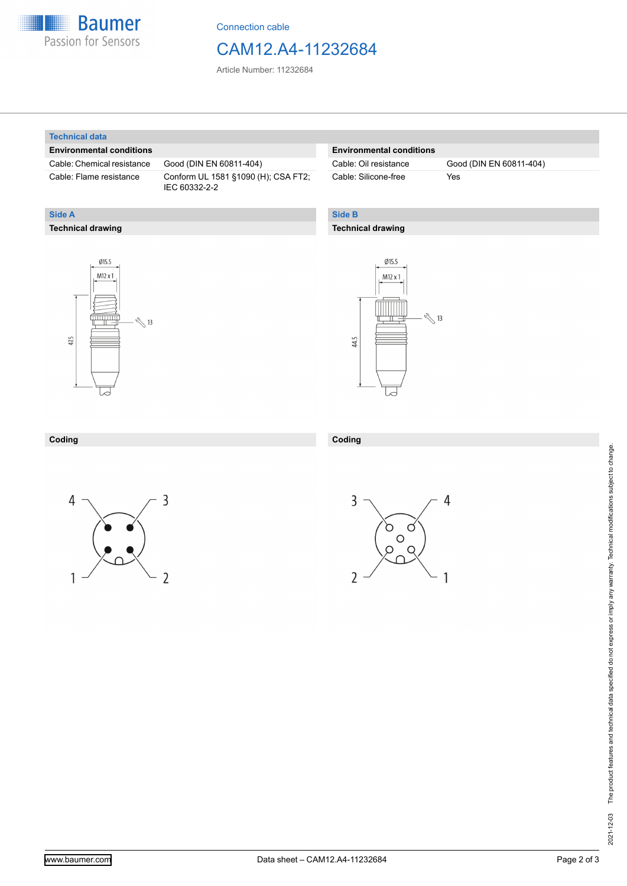Connection cable

# CAM12.A4-11232684

Article Number: 11232684

## Technical data

| Environmental conditions | |
|---|---|
| Cable: Chemical resistance | Good (DIN EN 60811-404) |
| Cable: Flame resistance | Conform UL 1581 §1090 (H); CSA FT2; IEC 60332-2-2 |

| Environmental conditions | |
|---|---|
| Cable: Oil resistance | Good (DIN EN 60811-404) |
| Cable: Silicone-free | Yes |

## Side A

### Technical drawing

Ø15.5

M12 x 1

13

47.5

### Coding

4 3

1 2

## Side B

### Technical drawing

Ø15.5

M12 x 1

13

44.5

### Coding

3 4

2 1

2021-12-03 The product features and technical data specified do not express or imply any warranty. Technical modifications subject to change.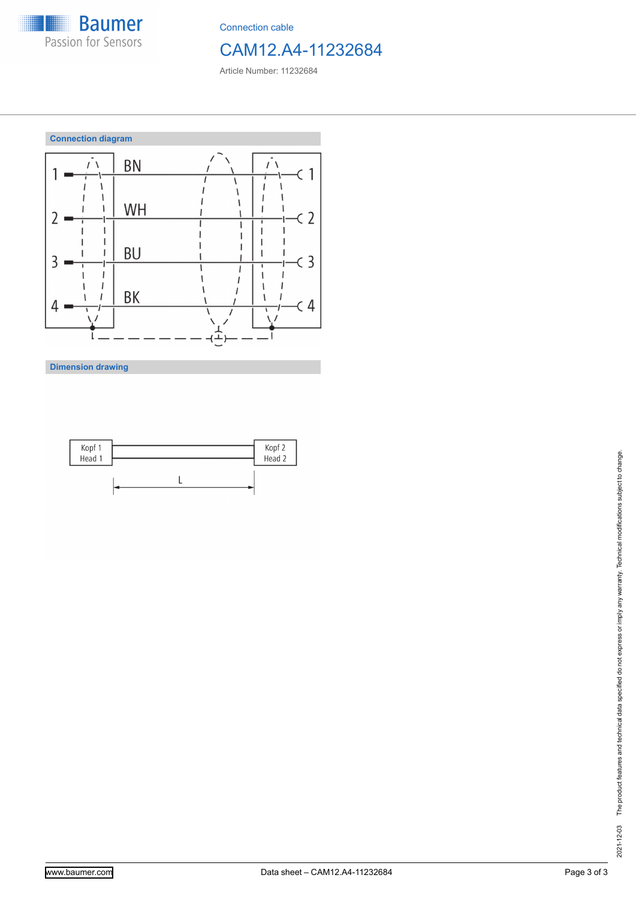Connection cable

# CAM12.A4-11232684

Article Number: 11232684

## Connection diagram

1 BN 1
2 WH 2
3 BU 3
4 BK 4

## Dimension drawing

Kopf 1
Head 1

Kopf 2
Head 2

L

2021-12-03 The product features and technical data specified do not express or imply any warranty. Technical modifications subject to change.

www.baumer.com

Data sheet – CAM12.A4-11232684